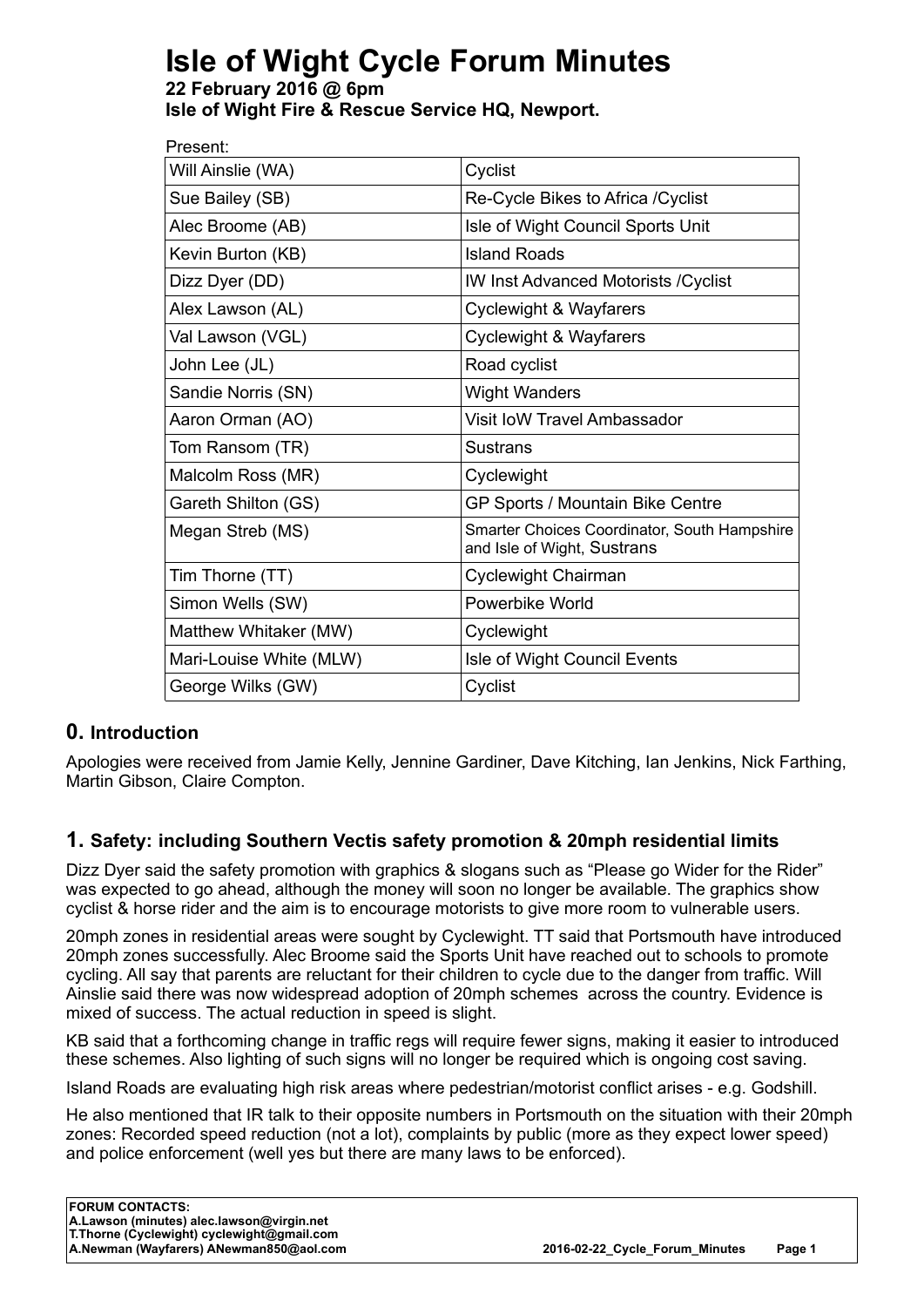# Isle of Wight Cycle Forum Minutes

**22 February 2016 @ 6pm**
**Isle of Wight Fire & Rescue Service HQ, Newport.**

Present:

| | |
|---|---|
| Will Ainslie (WA) | Cyclist |
| Sue Bailey (SB) | Re-Cycle Bikes to Africa /Cyclist |
| Alec Broome (AB) | Isle of Wight Council Sports Unit |
| Kevin Burton (KB) | Island Roads |
| Dizz Dyer (DD) | IW Inst Advanced Motorists /Cyclist |
| Alex Lawson (AL) | Cyclewight & Wayfarers |
| Val Lawson (VGL) | Cyclewight & Wayfarers |
| John Lee (JL) | Road cyclist |
| Sandie Norris (SN) | Wight Wanders |
| Aaron Orman (AO) | Visit IoW Travel Ambassador |
| Tom Ransom (TR) | Sustrans |
| Malcolm Ross (MR) | Cyclewight |
| Gareth Shilton (GS) | GP Sports / Mountain Bike Centre |
| Megan Streb (MS) | Smarter Choices Coordinator, South Hampshire and Isle of Wight, Sustrans |
| Tim Thorne (TT) | Cyclewight Chairman |
| Simon Wells (SW) | Powerbike World |
| Matthew Whitaker (MW) | Cyclewight |
| Mari-Louise White (MLW) | Isle of Wight Council Events |
| George Wilks (GW) | Cyclist |

## 0. Introduction

Apologies were received from Jamie Kelly, Jennine Gardiner, Dave Kitching, Ian Jenkins, Nick Farthing, Martin Gibson, Claire Compton.

## 1. Safety: including Southern Vectis safety promotion & 20mph residential limits

Dizz Dyer said the safety promotion with graphics & slogans such as "Please go Wider for the Rider" was expected to go ahead, although the money will soon no longer be available. The graphics show cyclist & horse rider and the aim is to encourage motorists to give more room to vulnerable users.

20mph zones in residential areas were sought by Cyclewight. TT said that Portsmouth have introduced 20mph zones successfully. Alec Broome said the Sports Unit have reached out to schools to promote cycling. All say that parents are reluctant for their children to cycle due to the danger from traffic. Will Ainslie said there was now widespread adoption of 20mph schemes across the country. Evidence is mixed of success. The actual reduction in speed is slight.

KB said that a forthcoming change in traffic regs will require fewer signs, making it easier to introduced these schemes. Also lighting of such signs will no longer be required which is ongoing cost saving.

Island Roads are evaluating high risk areas where pedestrian/motorist conflict arises - e.g. Godshill.

He also mentioned that IR talk to their opposite numbers in Portsmouth on the situation with their 20mph zones: Recorded speed reduction (not a lot), complaints by public (more as they expect lower speed) and police enforcement (well yes but there are many laws to be enforced).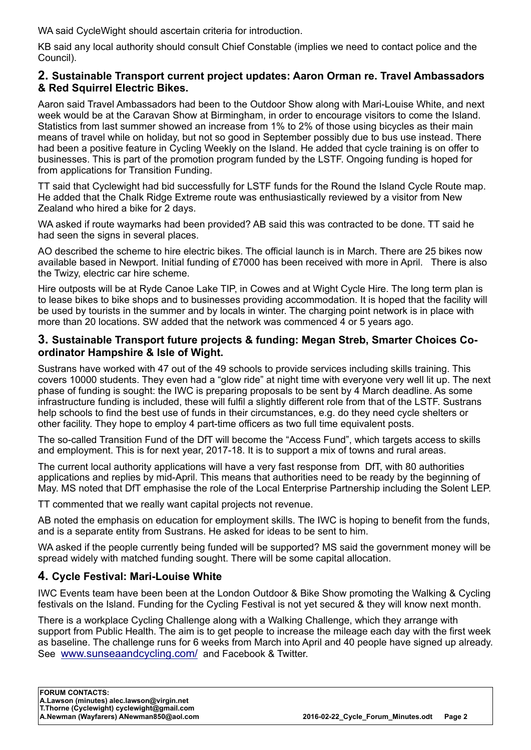WA said CycleWight should ascertain criteria for introduction.

KB said any local authority should consult Chief Constable (implies we need to contact police and the Council).

## 2. Sustainable Transport current project updates: Aaron Orman re. Travel Ambassadors & Red Squirrel Electric Bikes.

Aaron said Travel Ambassadors had been to the Outdoor Show along with Mari-Louise White, and next week would be at the Caravan Show at Birmingham, in order to encourage visitors to come the Island. Statistics from last summer showed an increase from 1% to 2% of those using bicycles as their main means of travel while on holiday, but not so good in September possibly due to bus use instead. There had been a positive feature in Cycling Weekly on the Island. He added that cycle training is on offer to businesses. This is part of the promotion program funded by the LSTF. Ongoing funding is hoped for from applications for Transition Funding.

TT said that Cyclewight had bid successfully for LSTF funds for the Round the Island Cycle Route map. He added that the Chalk Ridge Extreme route was enthusiastically reviewed by a visitor from New Zealand who hired a bike for 2 days.

WA asked if route waymarks had been provided? AB said this was contracted to be done. TT said he had seen the signs in several places.

AO described the scheme to hire electric bikes. The official launch is in March. There are 25 bikes now available based in Newport. Initial funding of £7000 has been received with more in April. There is also the Twizy, electric car hire scheme.

Hire outposts will be at Ryde Canoe Lake TIP, in Cowes and at Wight Cycle Hire. The long term plan is to lease bikes to bike shops and to businesses providing accommodation. It is hoped that the facility will be used by tourists in the summer and by locals in winter. The charging point network is in place with more than 20 locations. SW added that the network was commenced 4 or 5 years ago.

## 3. Sustainable Transport future projects & funding: Megan Streb, Smarter Choices Co-ordinator Hampshire & Isle of Wight.

Sustrans have worked with 47 out of the 49 schools to provide services including skills training. This covers 10000 students. They even had a "glow ride" at night time with everyone very well lit up. The next phase of funding is sought: the IWC is preparing proposals to be sent by 4 March deadline. As some infrastructure funding is included, these will fulfil a slightly different role from that of the LSTF. Sustrans help schools to find the best use of funds in their circumstances, e.g. do they need cycle shelters or other facility. They hope to employ 4 part-time officers as two full time equivalent posts.

The so-called Transition Fund of the DfT will become the "Access Fund", which targets access to skills and employment. This is for next year, 2017-18. It is to support a mix of towns and rural areas.

The current local authority applications will have a very fast response from DfT, with 80 authorities applications and replies by mid-April. This means that authorities need to be ready by the beginning of May. MS noted that DfT emphasise the role of the Local Enterprise Partnership including the Solent LEP.

TT commented that we really want capital projects not revenue.

AB noted the emphasis on education for employment skills. The IWC is hoping to benefit from the funds, and is a separate entity from Sustrans. He asked for ideas to be sent to him.

WA asked if the people currently being funded will be supported? MS said the government money will be spread widely with matched funding sought. There will be some capital allocation.

## 4. Cycle Festival: Mari-Louise White

IWC Events team have been been at the London Outdoor & Bike Show promoting the Walking & Cycling festivals on the Island. Funding for the Cycling Festival is not yet secured & they will know next month.

There is a workplace Cycling Challenge along with a Walking Challenge, which they arrange with support from Public Health. The aim is to get people to increase the mileage each day with the first week as baseline. The challenge runs for 6 weeks from March into April and 40 people have signed up already. See www.sunseaandcycling.com/ and Facebook & Twitter.

**FORUM CONTACTS:**
**A.Lawson (minutes) alec.lawson@virgin.net**
**T.Thorne (Cyclewight) cyclewight@gmail.com**
**A.Newman (Wayfarers) ANewman850@aol.com**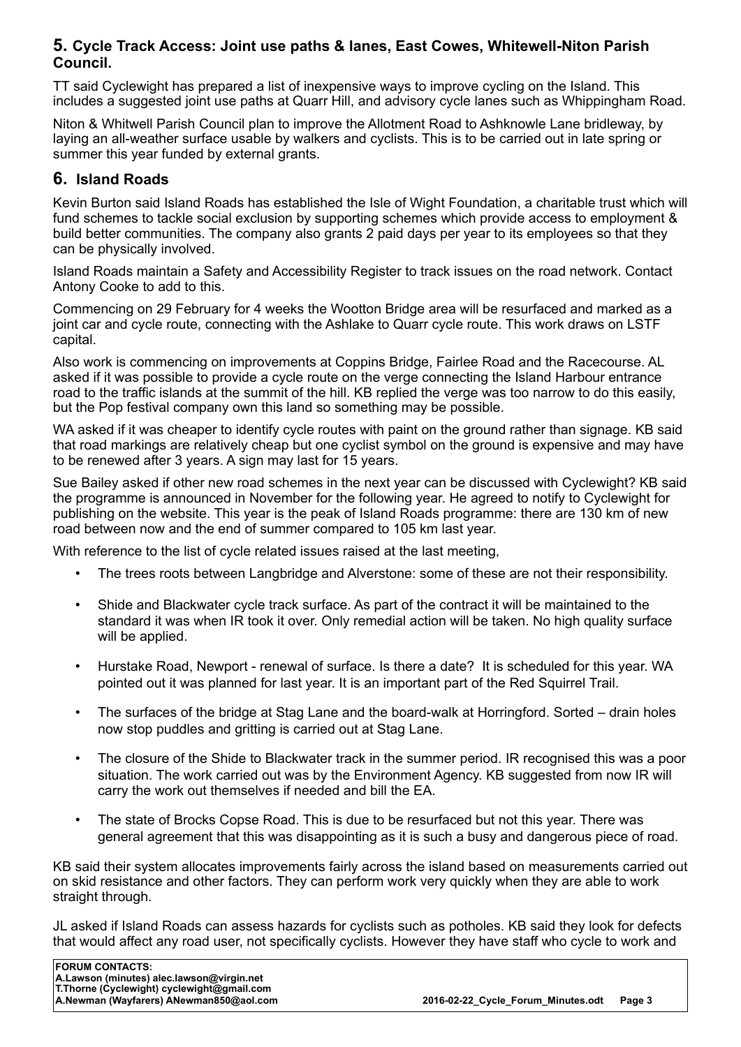## 5. Cycle Track Access: Joint use paths & lanes, East Cowes, Whitewell-Niton Parish Council.

TT said Cyclewight has prepared a list of inexpensive ways to improve cycling on the Island. This includes a suggested joint use paths at Quarr Hill, and advisory cycle lanes such as Whippingham Road.

Niton & Whitwell Parish Council plan to improve the Allotment Road to Ashknowle Lane bridleway, by laying an all-weather surface usable by walkers and cyclists. This is to be carried out in late spring or summer this year funded by external grants.

## 6. Island Roads

Kevin Burton said Island Roads has established the Isle of Wight Foundation, a charitable trust which will fund schemes to tackle social exclusion by supporting schemes which provide access to employment & build better communities. The company also grants 2 paid days per year to its employees so that they can be physically involved.

Island Roads maintain a Safety and Accessibility Register to track issues on the road network. Contact Antony Cooke to add to this.

Commencing on 29 February for 4 weeks the Wootton Bridge area will be resurfaced and marked as a joint car and cycle route, connecting with the Ashlake to Quarr cycle route. This work draws on LSTF capital.

Also work is commencing on improvements at Coppins Bridge, Fairlee Road and the Racecourse. AL asked if it was possible to provide a cycle route on the verge connecting the Island Harbour entrance road to the traffic islands at the summit of the hill. KB replied the verge was too narrow to do this easily, but the Pop festival company own this land so something may be possible.

WA asked if it was cheaper to identify cycle routes with paint on the ground rather than signage. KB said that road markings are relatively cheap but one cyclist symbol on the ground is expensive and may have to be renewed after 3 years. A sign may last for 15 years.

Sue Bailey asked if other new road schemes in the next year can be discussed with Cyclewight? KB said the programme is announced in November for the following year. He agreed to notify to Cyclewight for publishing on the website. This year is the peak of Island Roads programme: there are 130 km of new road between now and the end of summer compared to 105 km last year.

With reference to the list of cycle related issues raised at the last meeting,

- The trees roots between Langbridge and Alverstone: some of these are not their responsibility.
- Shide and Blackwater cycle track surface. As part of the contract it will be maintained to the standard it was when IR took it over. Only remedial action will be taken. No high quality surface will be applied.
- Hurstake Road, Newport - renewal of surface. Is there a date? It is scheduled for this year. WA pointed out it was planned for last year. It is an important part of the Red Squirrel Trail.
- The surfaces of the bridge at Stag Lane and the board-walk at Horringford. Sorted – drain holes now stop puddles and gritting is carried out at Stag Lane.
- The closure of the Shide to Blackwater track in the summer period. IR recognised this was a poor situation. The work carried out was by the Environment Agency. KB suggested from now IR will carry the work out themselves if needed and bill the EA.
- The state of Brocks Copse Road. This is due to be resurfaced but not this year. There was general agreement that this was disappointing as it is such a busy and dangerous piece of road.

KB said their system allocates improvements fairly across the island based on measurements carried out on skid resistance and other factors. They can perform work very quickly when they are able to work straight through.

JL asked if Island Roads can assess hazards for cyclists such as potholes. KB said they look for defects that would affect any road user, not specifically cyclists. However they have staff who cycle to work and

**FORUM CONTACTS:**
**A.Lawson (minutes) alec.lawson@virgin.net**
**T.Thorne (Cyclewight) cyclewight@gmail.com**
**A.Newman (Wayfarers) ANewman850@aol.com**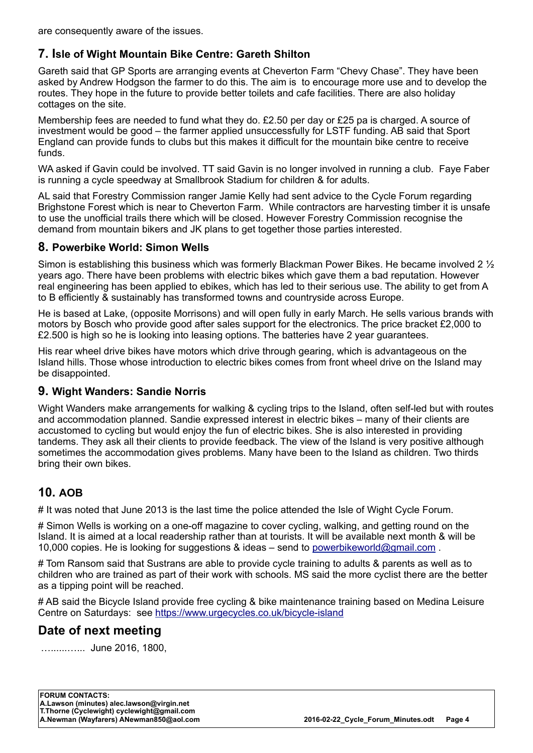are consequently aware of the issues.

## 7. Isle of Wight Mountain Bike Centre: Gareth Shilton

Gareth said that GP Sports are arranging events at Cheverton Farm "Chevy Chase". They have been asked by Andrew Hodgson the farmer to do this. The aim is to encourage more use and to develop the routes. They hope in the future to provide better toilets and cafe facilities. There are also holiday cottages on the site.

Membership fees are needed to fund what they do. £2.50 per day or £25 pa is charged. A source of investment would be good – the farmer applied unsuccessfully for LSTF funding. AB said that Sport England can provide funds to clubs but this makes it difficult for the mountain bike centre to receive funds.

WA asked if Gavin could be involved. TT said Gavin is no longer involved in running a club. Faye Faber is running a cycle speedway at Smallbrook Stadium for children & for adults.

AL said that Forestry Commission ranger Jamie Kelly had sent advice to the Cycle Forum regarding Brighstone Forest which is near to Cheverton Farm. While contractors are harvesting timber it is unsafe to use the unofficial trails there which will be closed. However Forestry Commission recognise the demand from mountain bikers and JK plans to get together those parties interested.

## 8. Powerbike World: Simon Wells

Simon is establishing this business which was formerly Blackman Power Bikes. He became involved 2 ½ years ago. There have been problems with electric bikes which gave them a bad reputation. However real engineering has been applied to ebikes, which has led to their serious use. The ability to get from A to B efficiently & sustainably has transformed towns and countryside across Europe.

He is based at Lake, (opposite Morrisons) and will open fully in early March. He sells various brands with motors by Bosch who provide good after sales support for the electronics. The price bracket £2,000 to £2.500 is high so he is looking into leasing options. The batteries have 2 year guarantees.

His rear wheel drive bikes have motors which drive through gearing, which is advantageous on the Island hills. Those whose introduction to electric bikes comes from front wheel drive on the Island may be disappointed.

## 9. Wight Wanders: Sandie Norris

Wight Wanders make arrangements for walking & cycling trips to the Island, often self-led but with routes and accommodation planned. Sandie expressed interest in electric bikes – many of their clients are accustomed to cycling but would enjoy the fun of electric bikes. She is also interested in providing tandems. They ask all their clients to provide feedback. The view of the Island is very positive although sometimes the accommodation gives problems. Many have been to the Island as children. Two thirds bring their own bikes.

## 10. AOB

# It was noted that June 2013 is the last time the police attended the Isle of Wight Cycle Forum.

# Simon Wells is working on a one-off magazine to cover cycling, walking, and getting round on the Island. It is aimed at a local readership rather than at tourists. It will be available next month & will be 10,000 copies. He is looking for suggestions & ideas – send to powerbikeworld@gmail.com .

# Tom Ransom said that Sustrans are able to provide cycle training to adults & parents as well as to children who are trained as part of their work with schools. MS said the more cyclist there are the better as a tipping point will be reached.

# AB said the Bicycle Island provide free cycling & bike maintenance training based on Medina Leisure Centre on Saturdays: see https://www.urgecycles.co.uk/bicycle-island

## Date of next meeting

……...….. June 2016, 1800,

**FORUM CONTACTS:**
**A.Lawson (minutes) alec.lawson@virgin.net**
**T.Thorne (Cyclewight) cyclewight@gmail.com**
**A.Newman (Wayfarers) ANewman850@aol.com**